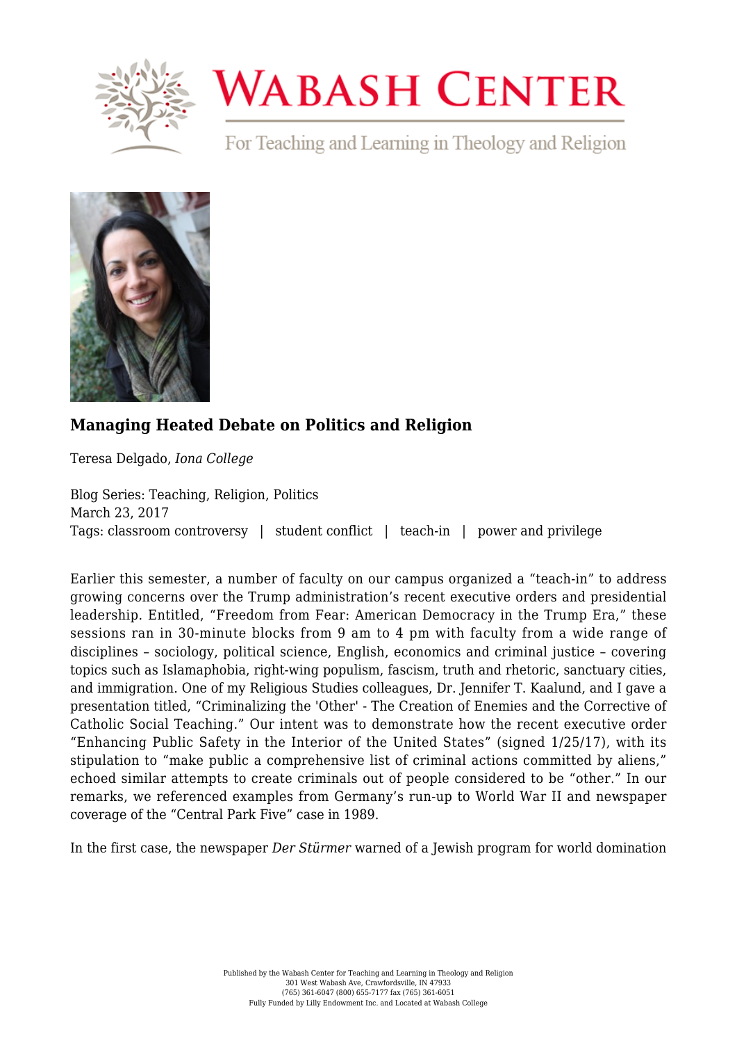# Wabash Center

For Teaching and Learning in Theology and Religion

## Managing Heated Debate on Politics and Religion

Teresa Delgado, *Iona College*

Blog Series: Teaching, Religion, Politics
March 23, 2017
Tags: classroom controversy | student conflict | teach-in | power and privilege

Earlier this semester, a number of faculty on our campus organized a "teach-in" to address growing concerns over the Trump administration's recent executive orders and presidential leadership. Entitled, "Freedom from Fear: American Democracy in the Trump Era," these sessions ran in 30-minute blocks from 9 am to 4 pm with faculty from a wide range of disciplines – sociology, political science, English, economics and criminal justice – covering topics such as Islamaphobia, right-wing populism, fascism, truth and rhetoric, sanctuary cities, and immigration. One of my Religious Studies colleagues, Dr. Jennifer T. Kaalund, and I gave a presentation titled, "Criminalizing the 'Other' - The Creation of Enemies and the Corrective of Catholic Social Teaching." Our intent was to demonstrate how the recent executive order "Enhancing Public Safety in the Interior of the United States" (signed 1/25/17), with its stipulation to "make public a comprehensive list of criminal actions committed by aliens," echoed similar attempts to create criminals out of people considered to be "other." In our remarks, we referenced examples from Germany's run-up to World War II and newspaper coverage of the "Central Park Five" case in 1989.

In the first case, the newspaper *Der Stürmer* warned of a Jewish program for world domination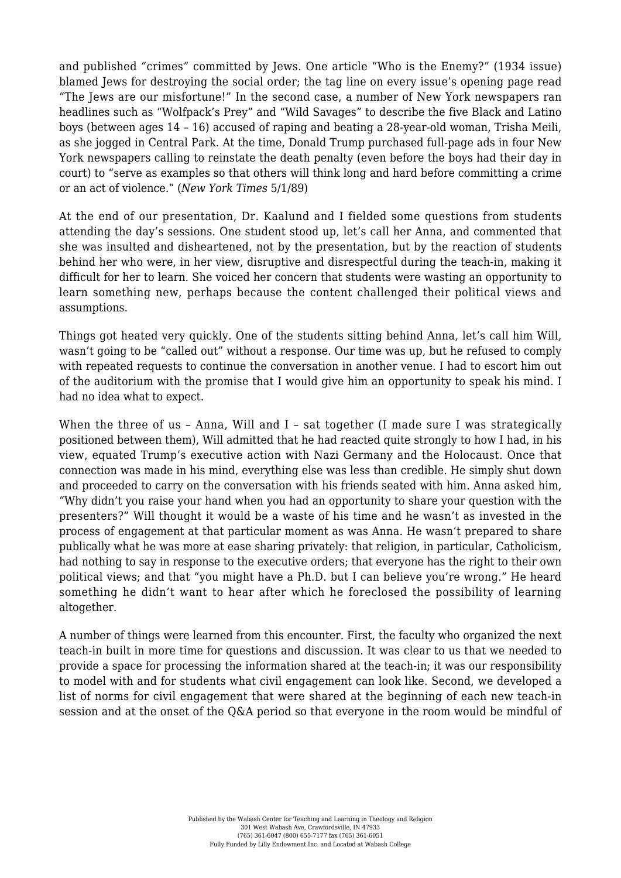and published "crimes" committed by Jews. One article "Who is the Enemy?" (1934 issue) blamed Jews for destroying the social order; the tag line on every issue's opening page read "The Jews are our misfortune!" In the second case, a number of New York newspapers ran headlines such as "Wolfpack's Prey" and "Wild Savages" to describe the five Black and Latino boys (between ages 14 – 16) accused of raping and beating a 28-year-old woman, Trisha Meili, as she jogged in Central Park. At the time, Donald Trump purchased full-page ads in four New York newspapers calling to reinstate the death penalty (even before the boys had their day in court) to "serve as examples so that others will think long and hard before committing a crime or an act of violence." (*New York Times* 5/1/89)

At the end of our presentation, Dr. Kaalund and I fielded some questions from students attending the day's sessions. One student stood up, let's call her Anna, and commented that she was insulted and disheartened, not by the presentation, but by the reaction of students behind her who were, in her view, disruptive and disrespectful during the teach-in, making it difficult for her to learn. She voiced her concern that students were wasting an opportunity to learn something new, perhaps because the content challenged their political views and assumptions.

Things got heated very quickly. One of the students sitting behind Anna, let's call him Will, wasn't going to be "called out" without a response. Our time was up, but he refused to comply with repeated requests to continue the conversation in another venue. I had to escort him out of the auditorium with the promise that I would give him an opportunity to speak his mind. I had no idea what to expect.

When the three of us – Anna, Will and I – sat together (I made sure I was strategically positioned between them), Will admitted that he had reacted quite strongly to how I had, in his view, equated Trump's executive action with Nazi Germany and the Holocaust. Once that connection was made in his mind, everything else was less than credible. He simply shut down and proceeded to carry on the conversation with his friends seated with him. Anna asked him, "Why didn't you raise your hand when you had an opportunity to share your question with the presenters?" Will thought it would be a waste of his time and he wasn't as invested in the process of engagement at that particular moment as was Anna. He wasn't prepared to share publically what he was more at ease sharing privately: that religion, in particular, Catholicism, had nothing to say in response to the executive orders; that everyone has the right to their own political views; and that "you might have a Ph.D. but I can believe you're wrong." He heard something he didn't want to hear after which he foreclosed the possibility of learning altogether.

A number of things were learned from this encounter. First, the faculty who organized the next teach-in built in more time for questions and discussion. It was clear to us that we needed to provide a space for processing the information shared at the teach-in; it was our responsibility to model with and for students what civil engagement can look like. Second, we developed a list of norms for civil engagement that were shared at the beginning of each new teach-in session and at the onset of the Q&A period so that everyone in the room would be mindful of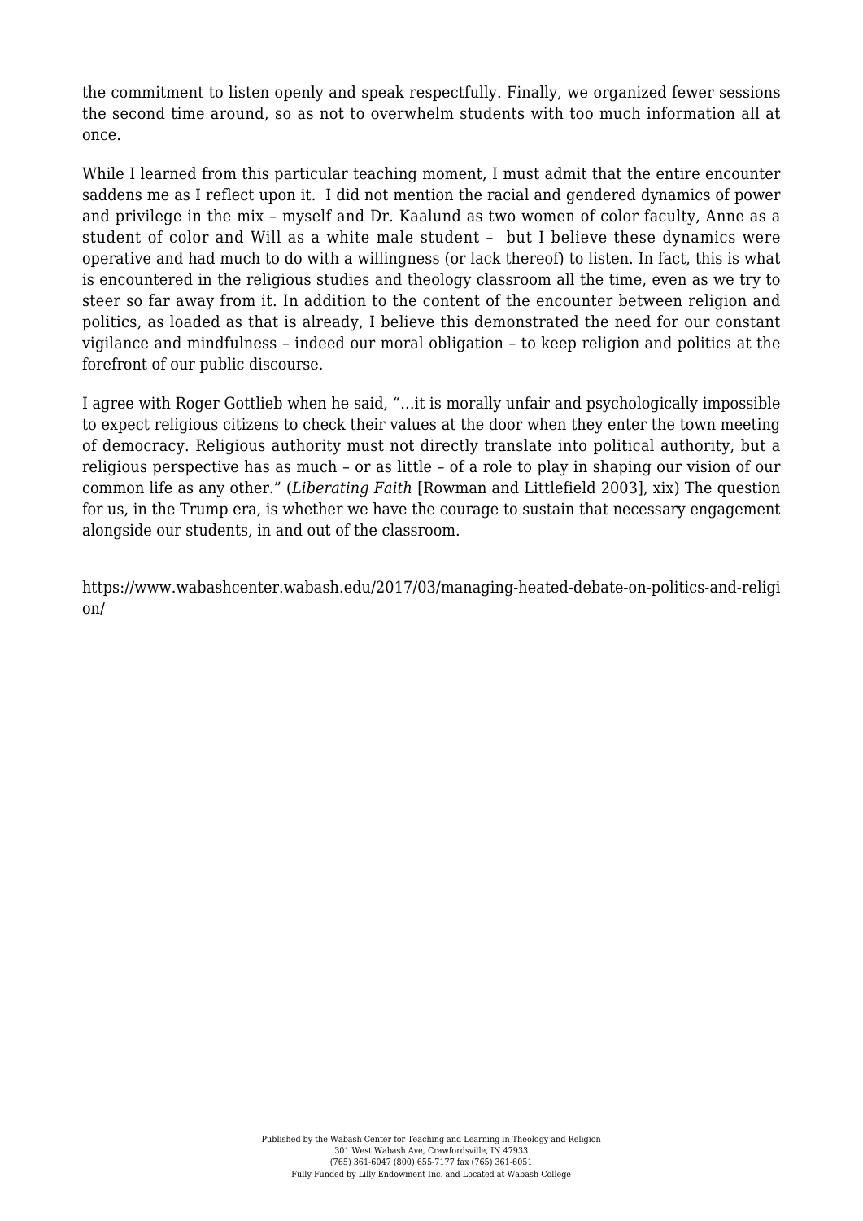the commitment to listen openly and speak respectfully. Finally, we organized fewer sessions the second time around, so as not to overwhelm students with too much information all at once.

While I learned from this particular teaching moment, I must admit that the entire encounter saddens me as I reflect upon it. I did not mention the racial and gendered dynamics of power and privilege in the mix – myself and Dr. Kaalund as two women of color faculty, Anne as a student of color and Will as a white male student – but I believe these dynamics were operative and had much to do with a willingness (or lack thereof) to listen. In fact, this is what is encountered in the religious studies and theology classroom all the time, even as we try to steer so far away from it. In addition to the content of the encounter between religion and politics, as loaded as that is already, I believe this demonstrated the need for our constant vigilance and mindfulness – indeed our moral obligation – to keep religion and politics at the forefront of our public discourse.

I agree with Roger Gottlieb when he said, "…it is morally unfair and psychologically impossible to expect religious citizens to check their values at the door when they enter the town meeting of democracy. Religious authority must not directly translate into political authority, but a religious perspective has as much – or as little – of a role to play in shaping our vision of our common life as any other." (*Liberating Faith* [Rowman and Littlefield 2003], xix) The question for us, in the Trump era, is whether we have the courage to sustain that necessary engagement alongside our students, in and out of the classroom.

https://www.wabashcenter.wabash.edu/2017/03/managing-heated-debate-on-politics-and-religion/

Published by the Wabash Center for Teaching and Learning in Theology and Religion
301 West Wabash Ave, Crawfordsville, IN 47933
(765) 361-6047 (800) 655-7177 fax (765) 361-6051
Fully Funded by Lilly Endowment Inc. and Located at Wabash College